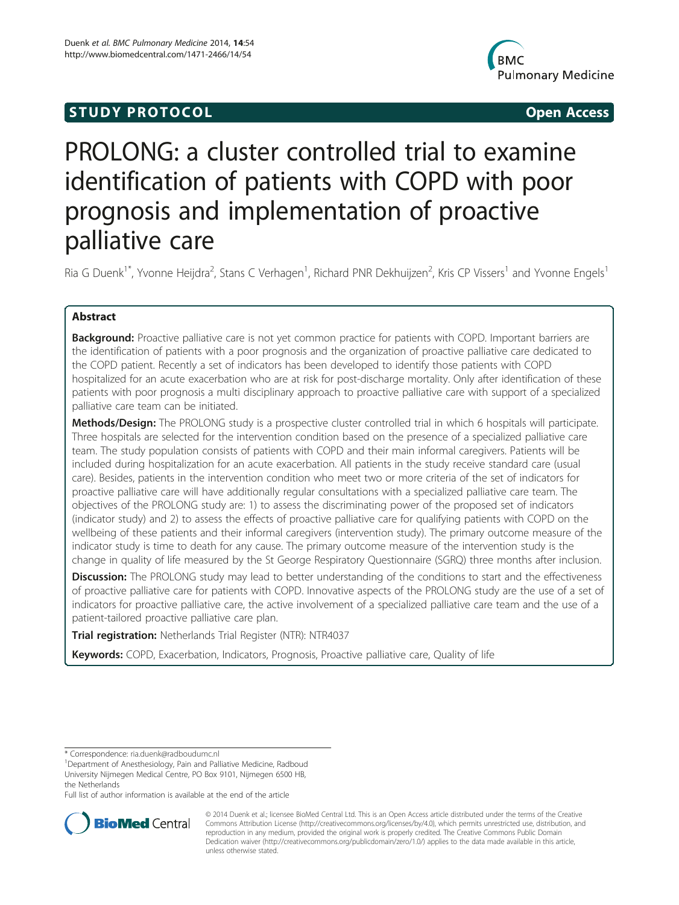**STUDY PROTOCOL** **Open Access**

# PROLONG: a cluster controlled trial to examine identification of patients with COPD with poor prognosis and implementation of proactive palliative care

Ria G Duenk[1*], Yvonne Heijdra[2], Stans C Verhagen[1], Richard PNR Dekhuijzen[2], Kris CP Vissers[1] and Yvonne Engels[1]

## Abstract

**Background:** Proactive palliative care is not yet common practice for patients with COPD. Important barriers are the identification of patients with a poor prognosis and the organization of proactive palliative care dedicated to the COPD patient. Recently a set of indicators has been developed to identify those patients with COPD hospitalized for an acute exacerbation who are at risk for post-discharge mortality. Only after identification of these patients with poor prognosis a multi disciplinary approach to proactive palliative care with support of a specialized palliative care team can be initiated.

**Methods/Design:** The PROLONG study is a prospective cluster controlled trial in which 6 hospitals will participate. Three hospitals are selected for the intervention condition based on the presence of a specialized palliative care team. The study population consists of patients with COPD and their main informal caregivers. Patients will be included during hospitalization for an acute exacerbation. All patients in the study receive standard care (usual care). Besides, patients in the intervention condition who meet two or more criteria of the set of indicators for proactive palliative care will have additionally regular consultations with a specialized palliative care team. The objectives of the PROLONG study are: 1) to assess the discriminating power of the proposed set of indicators (indicator study) and 2) to assess the effects of proactive palliative care for qualifying patients with COPD on the wellbeing of these patients and their informal caregivers (intervention study). The primary outcome measure of the indicator study is time to death for any cause. The primary outcome measure of the intervention study is the change in quality of life measured by the St George Respiratory Questionnaire (SGRQ) three months after inclusion.

**Discussion:** The PROLONG study may lead to better understanding of the conditions to start and the effectiveness of proactive palliative care for patients with COPD. Innovative aspects of the PROLONG study are the use of a set of indicators for proactive palliative care, the active involvement of a specialized palliative care team and the use of a patient-tailored proactive palliative care plan.

**Trial registration:** Netherlands Trial Register (NTR): NTR4037

**Keywords:** COPD, Exacerbation, Indicators, Prognosis, Proactive palliative care, Quality of life

---

\* Correspondence: ria.duenk@radboudumc.nl

[1]Department of Anesthesiology, Pain and Palliative Medicine, Radboud University Nijmegen Medical Centre, PO Box 9101, Nijmegen 6500 HB, the Netherlands

Full list of author information is available at the end of the article

© 2014 Duenk et al.; licensee BioMed Central Ltd. This is an Open Access article distributed under the terms of the Creative Commons Attribution License (http://creativecommons.org/licenses/by/4.0), which permits unrestricted use, distribution, and reproduction in any medium, provided the original work is properly credited. The Creative Commons Public Domain Dedication waiver (http://creativecommons.org/publicdomain/zero/1.0/) applies to the data made available in this article, unless otherwise stated.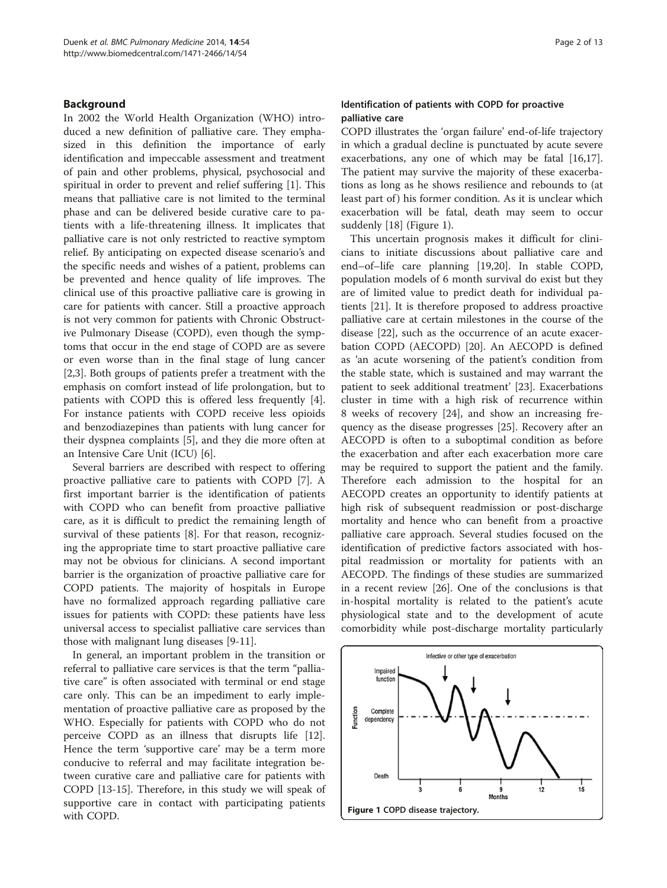## Background

In 2002 the World Health Organization (WHO) introduced a new definition of palliative care. They emphasized in this definition the importance of early identification and impeccable assessment and treatment of pain and other problems, physical, psychosocial and spiritual in order to prevent and relief suffering [1]. This means that palliative care is not limited to the terminal phase and can be delivered beside curative care to patients with a life-threatening illness. It implicates that palliative care is not only restricted to reactive symptom relief. By anticipating on expected disease scenario's and the specific needs and wishes of a patient, problems can be prevented and hence quality of life improves. The clinical use of this proactive palliative care is growing in care for patients with cancer. Still a proactive approach is not very common for patients with Chronic Obstructive Pulmonary Disease (COPD), even though the symptoms that occur in the end stage of COPD are as severe or even worse than in the final stage of lung cancer [2,3]. Both groups of patients prefer a treatment with the emphasis on comfort instead of life prolongation, but to patients with COPD this is offered less frequently [4]. For instance patients with COPD receive less opioids and benzodiazepines than patients with lung cancer for their dyspnea complaints [5], and they die more often at an Intensive Care Unit (ICU) [6].

Several barriers are described with respect to offering proactive palliative care to patients with COPD [7]. A first important barrier is the identification of patients with COPD who can benefit from proactive palliative care, as it is difficult to predict the remaining length of survival of these patients [8]. For that reason, recognizing the appropriate time to start proactive palliative care may not be obvious for clinicians. A second important barrier is the organization of proactive palliative care for COPD patients. The majority of hospitals in Europe have no formalized approach regarding palliative care issues for patients with COPD: these patients have less universal access to specialist palliative care services than those with malignant lung diseases [9-11].

In general, an important problem in the transition or referral to palliative care services is that the term "palliative care" is often associated with terminal or end stage care only. This can be an impediment to early implementation of proactive palliative care as proposed by the WHO. Especially for patients with COPD who do not perceive COPD as an illness that disrupts life [12]. Hence the term 'supportive care' may be a term more conducive to referral and may facilitate integration between curative care and palliative care for patients with COPD [13-15]. Therefore, in this study we will speak of supportive care in contact with participating patients with COPD.

### Identification of patients with COPD for proactive palliative care

COPD illustrates the 'organ failure' end-of-life trajectory in which a gradual decline is punctuated by acute severe exacerbations, any one of which may be fatal [16,17]. The patient may survive the majority of these exacerbations as long as he shows resilience and rebounds to (at least part of) his former condition. As it is unclear which exacerbation will be fatal, death may seem to occur suddenly [18] (Figure 1).

This uncertain prognosis makes it difficult for clinicians to initiate discussions about palliative care and end–of–life care planning [19,20]. In stable COPD, population models of 6 month survival do exist but they are of limited value to predict death for individual patients [21]. It is therefore proposed to address proactive palliative care at certain milestones in the course of the disease [22], such as the occurrence of an acute exacerbation COPD (AECOPD) [20]. An AECOPD is defined as 'an acute worsening of the patient's condition from the stable state, which is sustained and may warrant the patient to seek additional treatment' [23]. Exacerbations cluster in time with a high risk of recurrence within 8 weeks of recovery [24], and show an increasing frequency as the disease progresses [25]. Recovery after an AECOPD is often to a suboptimal condition as before the exacerbation and after each exacerbation more care may be required to support the patient and the family. Therefore each admission to the hospital for an AECOPD creates an opportunity to identify patients at high risk of subsequent readmission or post-discharge mortality and hence who can benefit from a proactive palliative care approach. Several studies focused on the identification of predictive factors associated with hospital readmission or mortality for patients with an AECOPD. The findings of these studies are summarized in a recent review [26]. One of the conclusions is that in-hospital mortality is related to the patient's acute physiological state and to the development of acute comorbidity while post-discharge mortality particularly

**Figure 1** COPD disease trajectory.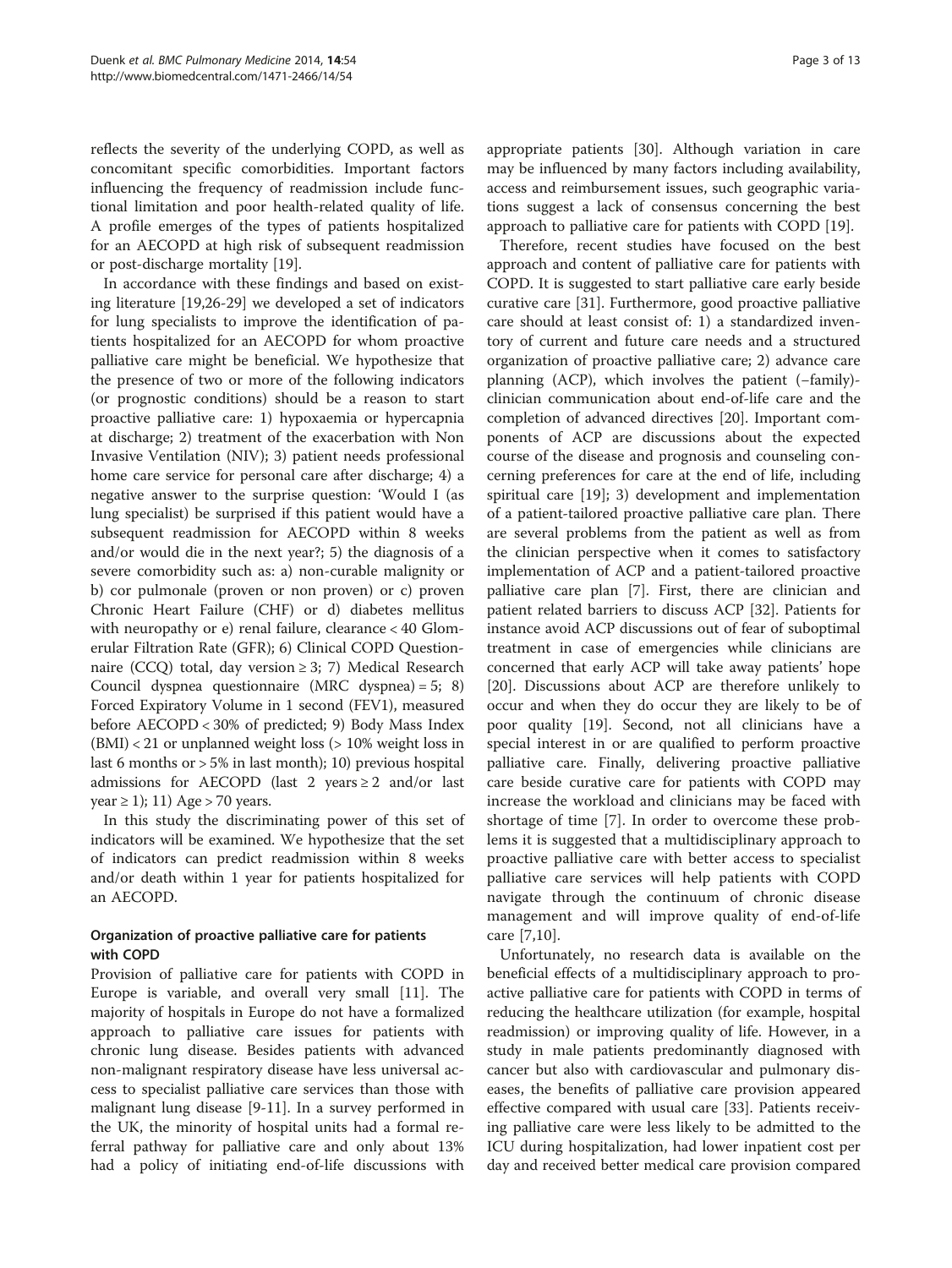reflects the severity of the underlying COPD, as well as concomitant specific comorbidities. Important factors influencing the frequency of readmission include functional limitation and poor health-related quality of life. A profile emerges of the types of patients hospitalized for an AECOPD at high risk of subsequent readmission or post-discharge mortality [19].

In accordance with these findings and based on existing literature [19,26-29] we developed a set of indicators for lung specialists to improve the identification of patients hospitalized for an AECOPD for whom proactive palliative care might be beneficial. We hypothesize that the presence of two or more of the following indicators (or prognostic conditions) should be a reason to start proactive palliative care: 1) hypoxaemia or hypercapnia at discharge; 2) treatment of the exacerbation with Non Invasive Ventilation (NIV); 3) patient needs professional home care service for personal care after discharge; 4) a negative answer to the surprise question: 'Would I (as lung specialist) be surprised if this patient would have a subsequent readmission for AECOPD within 8 weeks and/or would die in the next year?; 5) the diagnosis of a severe comorbidity such as: a) non-curable malignity or b) cor pulmonale (proven or non proven) or c) proven Chronic Heart Failure (CHF) or d) diabetes mellitus with neuropathy or e) renal failure, clearance < 40 Glomerular Filtration Rate (GFR); 6) Clinical COPD Questionnaire (CCQ) total, day version ≥ 3; 7) Medical Research Council dyspnea questionnaire (MRC dyspnea) = 5; 8) Forced Expiratory Volume in 1 second (FEV1), measured before AECOPD < 30% of predicted; 9) Body Mass Index (BMI) < 21 or unplanned weight loss (> 10% weight loss in last 6 months or > 5% in last month); 10) previous hospital admissions for AECOPD (last 2 years ≥ 2 and/or last year ≥ 1); 11) Age > 70 years.

In this study the discriminating power of this set of indicators will be examined. We hypothesize that the set of indicators can predict readmission within 8 weeks and/or death within 1 year for patients hospitalized for an AECOPD.

### Organization of proactive palliative care for patients with COPD

Provision of palliative care for patients with COPD in Europe is variable, and overall very small [11]. The majority of hospitals in Europe do not have a formalized approach to palliative care issues for patients with chronic lung disease. Besides patients with advanced non-malignant respiratory disease have less universal access to specialist palliative care services than those with malignant lung disease [9-11]. In a survey performed in the UK, the minority of hospital units had a formal referral pathway for palliative care and only about 13% had a policy of initiating end-of-life discussions with appropriate patients [30]. Although variation in care may be influenced by many factors including availability, access and reimbursement issues, such geographic variations suggest a lack of consensus concerning the best approach to palliative care for patients with COPD [19].

Therefore, recent studies have focused on the best approach and content of palliative care for patients with COPD. It is suggested to start palliative care early beside curative care [31]. Furthermore, good proactive palliative care should at least consist of: 1) a standardized inventory of current and future care needs and a structured organization of proactive palliative care; 2) advance care planning (ACP), which involves the patient (–family)-clinician communication about end-of-life care and the completion of advanced directives [20]. Important components of ACP are discussions about the expected course of the disease and prognosis and counseling concerning preferences for care at the end of life, including spiritual care [19]; 3) development and implementation of a patient-tailored proactive palliative care plan. There are several problems from the patient as well as from the clinician perspective when it comes to satisfactory implementation of ACP and a patient-tailored proactive palliative care plan [7]. First, there are clinician and patient related barriers to discuss ACP [32]. Patients for instance avoid ACP discussions out of fear of suboptimal treatment in case of emergencies while clinicians are concerned that early ACP will take away patients' hope [20]. Discussions about ACP are therefore unlikely to occur and when they do occur they are likely to be of poor quality [19]. Second, not all clinicians have a special interest in or are qualified to perform proactive palliative care. Finally, delivering proactive palliative care beside curative care for patients with COPD may increase the workload and clinicians may be faced with shortage of time [7]. In order to overcome these problems it is suggested that a multidisciplinary approach to proactive palliative care with better access to specialist palliative care services will help patients with COPD navigate through the continuum of chronic disease management and will improve quality of end-of-life care [7,10].

Unfortunately, no research data is available on the beneficial effects of a multidisciplinary approach to proactive palliative care for patients with COPD in terms of reducing the healthcare utilization (for example, hospital readmission) or improving quality of life. However, in a study in male patients predominantly diagnosed with cancer but also with cardiovascular and pulmonary diseases, the benefits of palliative care provision appeared effective compared with usual care [33]. Patients receiving palliative care were less likely to be admitted to the ICU during hospitalization, had lower inpatient cost per day and received better medical care provision compared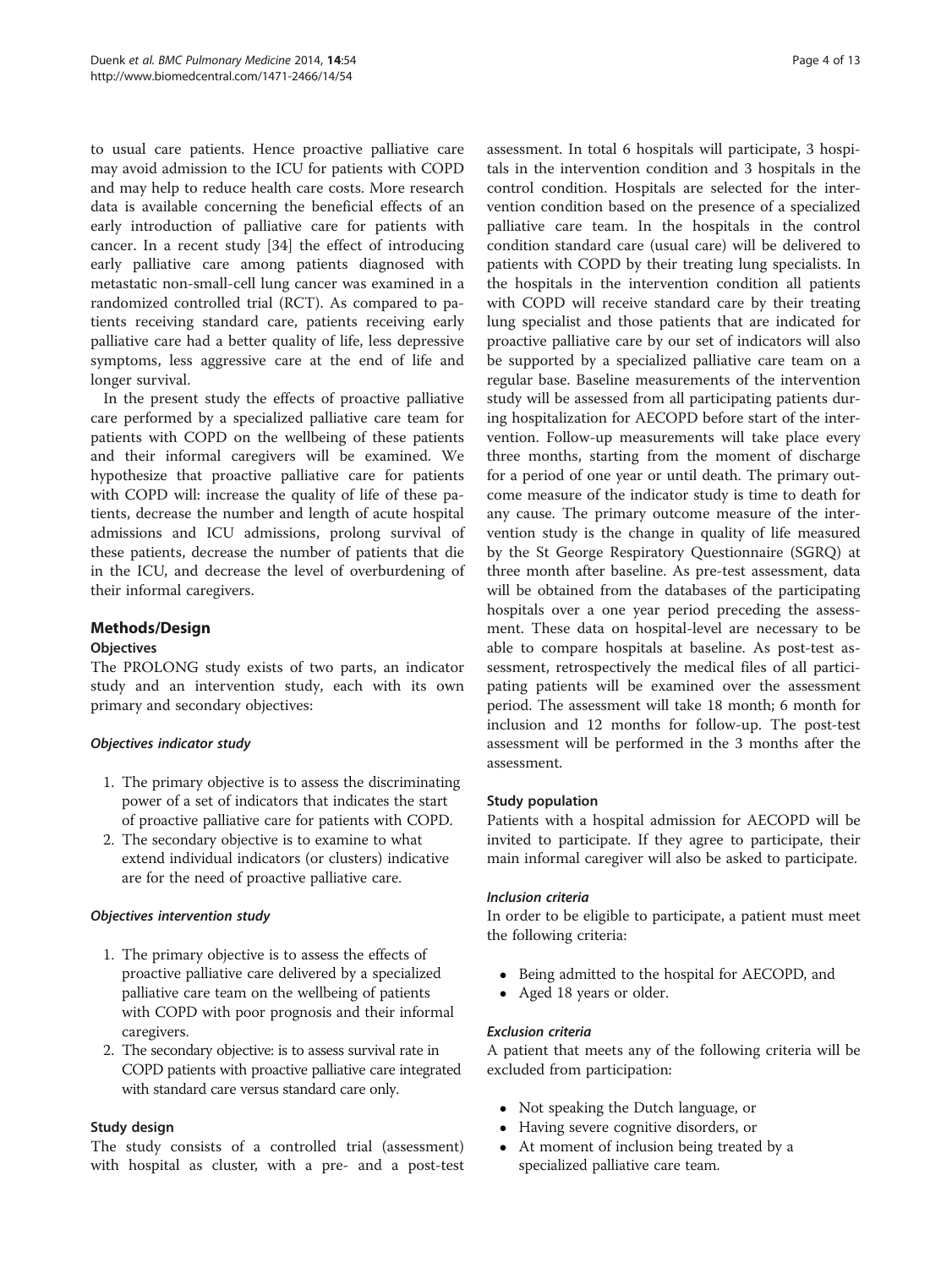to usual care patients. Hence proactive palliative care may avoid admission to the ICU for patients with COPD and may help to reduce health care costs. More research data is available concerning the beneficial effects of an early introduction of palliative care for patients with cancer. In a recent study [34] the effect of introducing early palliative care among patients diagnosed with metastatic non-small-cell lung cancer was examined in a randomized controlled trial (RCT). As compared to patients receiving standard care, patients receiving early palliative care had a better quality of life, less depressive symptoms, less aggressive care at the end of life and longer survival.

In the present study the effects of proactive palliative care performed by a specialized palliative care team for patients with COPD on the wellbeing of these patients and their informal caregivers will be examined. We hypothesize that proactive palliative care for patients with COPD will: increase the quality of life of these patients, decrease the number and length of acute hospital admissions and ICU admissions, prolong survival of these patients, decrease the number of patients that die in the ICU, and decrease the level of overburdening of their informal caregivers.

## Methods/Design

### Objectives

The PROLONG study exists of two parts, an indicator study and an intervention study, each with its own primary and secondary objectives:

#### *Objectives indicator study*

1. The primary objective is to assess the discriminating power of a set of indicators that indicates the start of proactive palliative care for patients with COPD.
2. The secondary objective is to examine to what extend individual indicators (or clusters) indicative are for the need of proactive palliative care.

#### *Objectives intervention study*

1. The primary objective is to assess the effects of proactive palliative care delivered by a specialized palliative care team on the wellbeing of patients with COPD with poor prognosis and their informal caregivers.
2. The secondary objective: is to assess survival rate in COPD patients with proactive palliative care integrated with standard care versus standard care only.

### Study design

The study consists of a controlled trial (assessment) with hospital as cluster, with a pre- and a post-test assessment. In total 6 hospitals will participate, 3 hospitals in the intervention condition and 3 hospitals in the control condition. Hospitals are selected for the intervention condition based on the presence of a specialized palliative care team. In the hospitals in the control condition standard care (usual care) will be delivered to patients with COPD by their treating lung specialists. In the hospitals in the intervention condition all patients with COPD will receive standard care by their treating lung specialist and those patients that are indicated for proactive palliative care by our set of indicators will also be supported by a specialized palliative care team on a regular base. Baseline measurements of the intervention study will be assessed from all participating patients during hospitalization for AECOPD before start of the intervention. Follow-up measurements will take place every three months, starting from the moment of discharge for a period of one year or until death. The primary outcome measure of the indicator study is time to death for any cause. The primary outcome measure of the intervention study is the change in quality of life measured by the St George Respiratory Questionnaire (SGRQ) at three month after baseline. As pre-test assessment, data will be obtained from the databases of the participating hospitals over a one year period preceding the assessment. These data on hospital-level are necessary to be able to compare hospitals at baseline. As post-test assessment, retrospectively the medical files of all participating patients will be examined over the assessment period. The assessment will take 18 month; 6 month for inclusion and 12 months for follow-up. The post-test assessment will be performed in the 3 months after the assessment.

### Study population

Patients with a hospital admission for AECOPD will be invited to participate. If they agree to participate, their main informal caregiver will also be asked to participate.

#### *Inclusion criteria*

In order to be eligible to participate, a patient must meet the following criteria:

- Being admitted to the hospital for AECOPD, and
- Aged 18 years or older.

#### *Exclusion criteria*

A patient that meets any of the following criteria will be excluded from participation:

- Not speaking the Dutch language, or
- Having severe cognitive disorders, or
- At moment of inclusion being treated by a specialized palliative care team.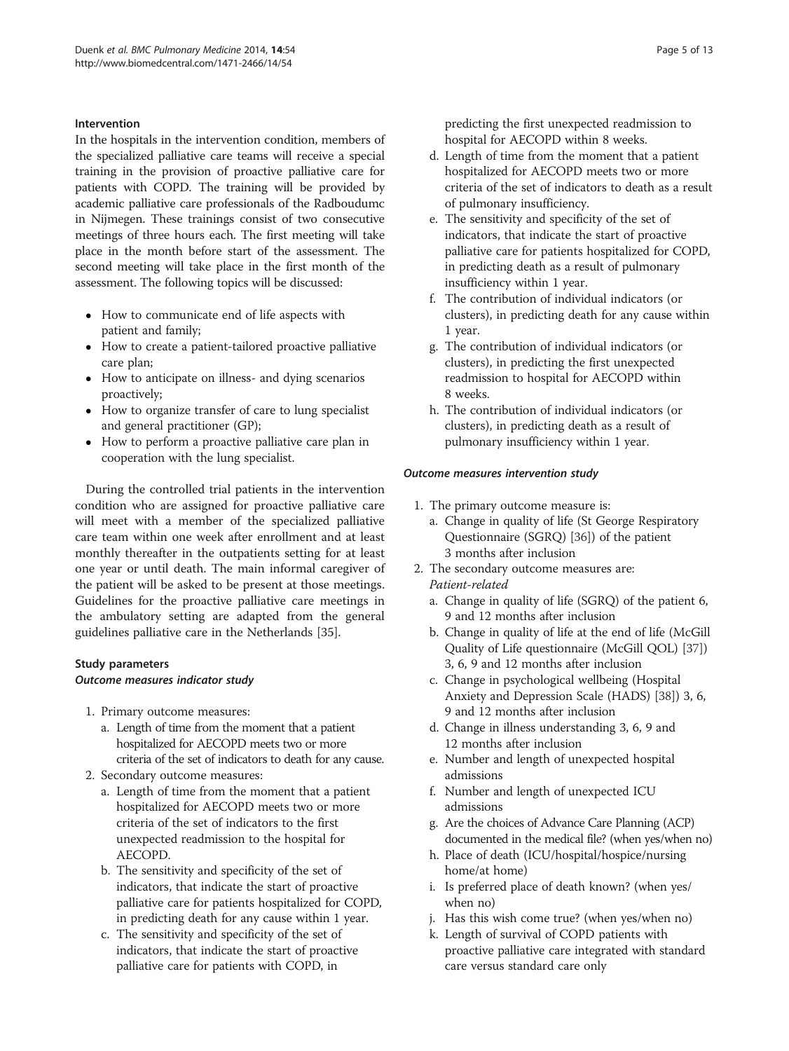### Intervention

In the hospitals in the intervention condition, members of the specialized palliative care teams will receive a special training in the provision of proactive palliative care for patients with COPD. The training will be provided by academic palliative care professionals of the Radboudumc in Nijmegen. These trainings consist of two consecutive meetings of three hours each. The first meeting will take place in the month before start of the assessment. The second meeting will take place in the first month of the assessment. The following topics will be discussed:

- How to communicate end of life aspects with patient and family;
- How to create a patient-tailored proactive palliative care plan;
- How to anticipate on illness- and dying scenarios proactively;
- How to organize transfer of care to lung specialist and general practitioner (GP);
- How to perform a proactive palliative care plan in cooperation with the lung specialist.

During the controlled trial patients in the intervention condition who are assigned for proactive palliative care will meet with a member of the specialized palliative care team within one week after enrollment and at least monthly thereafter in the outpatients setting for at least one year or until death. The main informal caregiver of the patient will be asked to be present at those meetings. Guidelines for the proactive palliative care meetings in the ambulatory setting are adapted from the general guidelines palliative care in the Netherlands [35].

### Study parameters

#### *Outcome measures indicator study*

1. Primary outcome measures:
   a. Length of time from the moment that a patient hospitalized for AECOPD meets two or more criteria of the set of indicators to death for any cause.
2. Secondary outcome measures:
   a. Length of time from the moment that a patient hospitalized for AECOPD meets two or more criteria of the set of indicators to the first unexpected readmission to the hospital for AECOPD.
   b. The sensitivity and specificity of the set of indicators, that indicate the start of proactive palliative care for patients hospitalized for COPD, in predicting death for any cause within 1 year.
   c. The sensitivity and specificity of the set of indicators, that indicate the start of proactive palliative care for patients with COPD, in predicting the first unexpected readmission to hospital for AECOPD within 8 weeks.
   d. Length of time from the moment that a patient hospitalized for AECOPD meets two or more criteria of the set of indicators to death as a result of pulmonary insufficiency.
   e. The sensitivity and specificity of the set of indicators, that indicate the start of proactive palliative care for patients hospitalized for COPD, in predicting death as a result of pulmonary insufficiency within 1 year.
   f. The contribution of individual indicators (or clusters), in predicting death for any cause within 1 year.
   g. The contribution of individual indicators (or clusters), in predicting the first unexpected readmission to hospital for AECOPD within 8 weeks.
   h. The contribution of individual indicators (or clusters), in predicting death as a result of pulmonary insufficiency within 1 year.

#### *Outcome measures intervention study*

1. The primary outcome measure is:
   a. Change in quality of life (St George Respiratory Questionnaire (SGRQ) [36]) of the patient 3 months after inclusion
2. The secondary outcome measures are:
   *Patient-related*
   a. Change in quality of life (SGRQ) of the patient 6, 9 and 12 months after inclusion
   b. Change in quality of life at the end of life (McGill Quality of Life questionnaire (McGill QOL) [37]) 3, 6, 9 and 12 months after inclusion
   c. Change in psychological wellbeing (Hospital Anxiety and Depression Scale (HADS) [38]) 3, 6, 9 and 12 months after inclusion
   d. Change in illness understanding 3, 6, 9 and 12 months after inclusion
   e. Number and length of unexpected hospital admissions
   f. Number and length of unexpected ICU admissions
   g. Are the choices of Advance Care Planning (ACP) documented in the medical file? (when yes/when no)
   h. Place of death (ICU/hospital/hospice/nursing home/at home)
   i. Is preferred place of death known? (when yes/when no)
   j. Has this wish come true? (when yes/when no)
   k. Length of survival of COPD patients with proactive palliative care integrated with standard care versus standard care only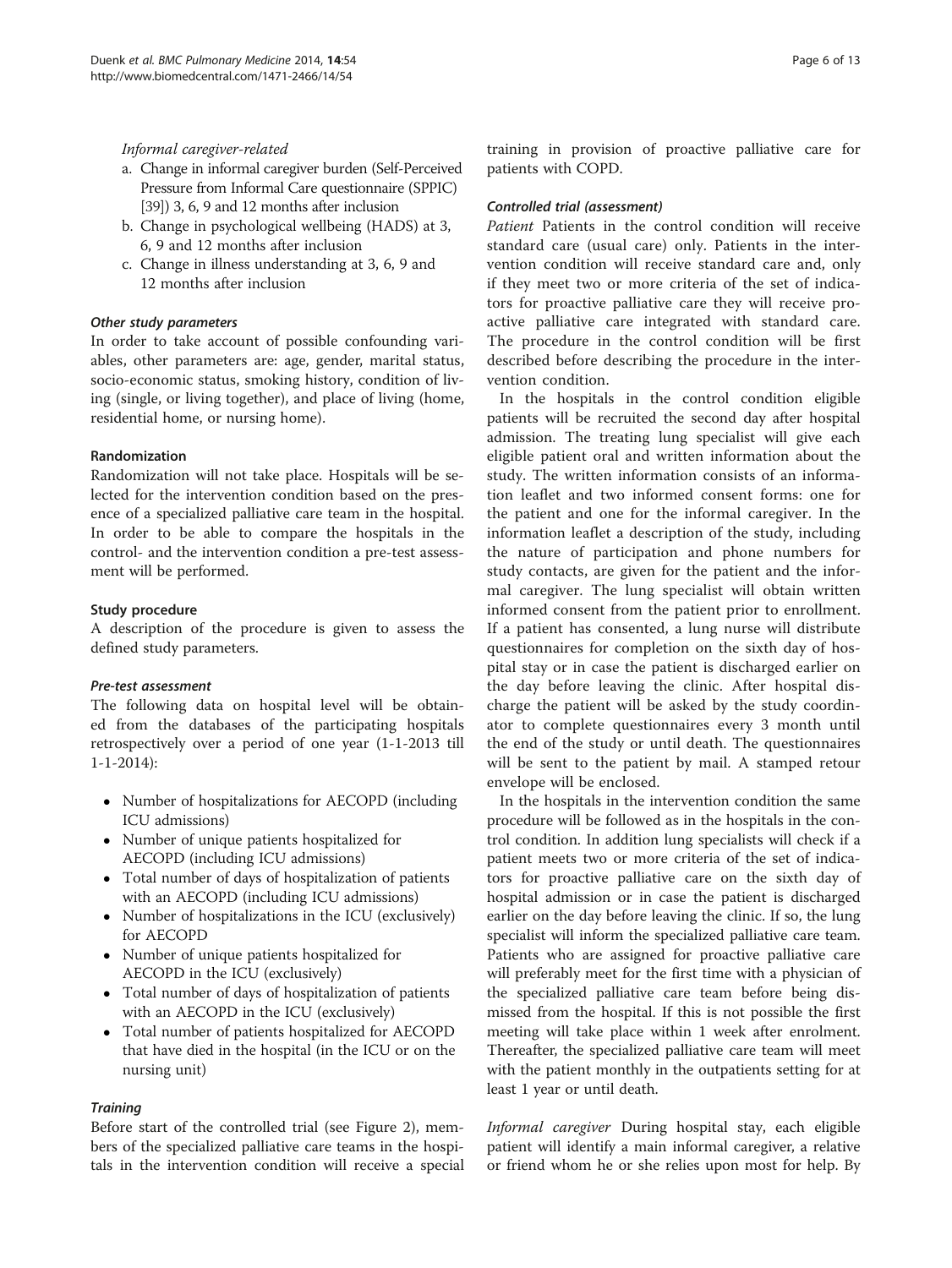*Informal caregiver-related*

a. Change in informal caregiver burden (Self-Perceived Pressure from Informal Care questionnaire (SPPIC) [39]) 3, 6, 9 and 12 months after inclusion
b. Change in psychological wellbeing (HADS) at 3, 6, 9 and 12 months after inclusion
c. Change in illness understanding at 3, 6, 9 and 12 months after inclusion

#### Other study parameters

In order to take account of possible confounding variables, other parameters are: age, gender, marital status, socio-economic status, smoking history, condition of living (single, or living together), and place of living (home, residential home, or nursing home).

### Randomization

Randomization will not take place. Hospitals will be selected for the intervention condition based on the presence of a specialized palliative care team in the hospital. In order to be able to compare the hospitals in the control- and the intervention condition a pre-test assessment will be performed.

### Study procedure

A description of the procedure is given to assess the defined study parameters.

#### Pre-test assessment

The following data on hospital level will be obtained from the databases of the participating hospitals retrospectively over a period of one year (1-1-2013 till 1-1-2014):

- Number of hospitalizations for AECOPD (including ICU admissions)
- Number of unique patients hospitalized for AECOPD (including ICU admissions)
- Total number of days of hospitalization of patients with an AECOPD (including ICU admissions)
- Number of hospitalizations in the ICU (exclusively) for AECOPD
- Number of unique patients hospitalized for AECOPD in the ICU (exclusively)
- Total number of days of hospitalization of patients with an AECOPD in the ICU (exclusively)
- Total number of patients hospitalized for AECOPD that have died in the hospital (in the ICU or on the nursing unit)

#### Training

Before start of the controlled trial (see Figure 2), members of the specialized palliative care teams in the hospitals in the intervention condition will receive a special training in provision of proactive palliative care for patients with COPD.

#### Controlled trial (assessment)

*Patient* Patients in the control condition will receive standard care (usual care) only. Patients in the intervention condition will receive standard care and, only if they meet two or more criteria of the set of indicators for proactive palliative care they will receive proactive palliative care integrated with standard care. The procedure in the control condition will be first described before describing the procedure in the intervention condition.

In the hospitals in the control condition eligible patients will be recruited the second day after hospital admission. The treating lung specialist will give each eligible patient oral and written information about the study. The written information consists of an information leaflet and two informed consent forms: one for the patient and one for the informal caregiver. In the information leaflet a description of the study, including the nature of participation and phone numbers for study contacts, are given for the patient and the informal caregiver. The lung specialist will obtain written informed consent from the patient prior to enrollment. If a patient has consented, a lung nurse will distribute questionnaires for completion on the sixth day of hospital stay or in case the patient is discharged earlier on the day before leaving the clinic. After hospital discharge the patient will be asked by the study coordinator to complete questionnaires every 3 month until the end of the study or until death. The questionnaires will be sent to the patient by mail. A stamped retour envelope will be enclosed.

In the hospitals in the intervention condition the same procedure will be followed as in the hospitals in the control condition. In addition lung specialists will check if a patient meets two or more criteria of the set of indicators for proactive palliative care on the sixth day of hospital admission or in case the patient is discharged earlier on the day before leaving the clinic. If so, the lung specialist will inform the specialized palliative care team. Patients who are assigned for proactive palliative care will preferably meet for the first time with a physician of the specialized palliative care team before being dismissed from the hospital. If this is not possible the first meeting will take place within 1 week after enrolment. Thereafter, the specialized palliative care team will meet with the patient monthly in the outpatients setting for at least 1 year or until death.

*Informal caregiver* During hospital stay, each eligible patient will identify a main informal caregiver, a relative or friend whom he or she relies upon most for help. By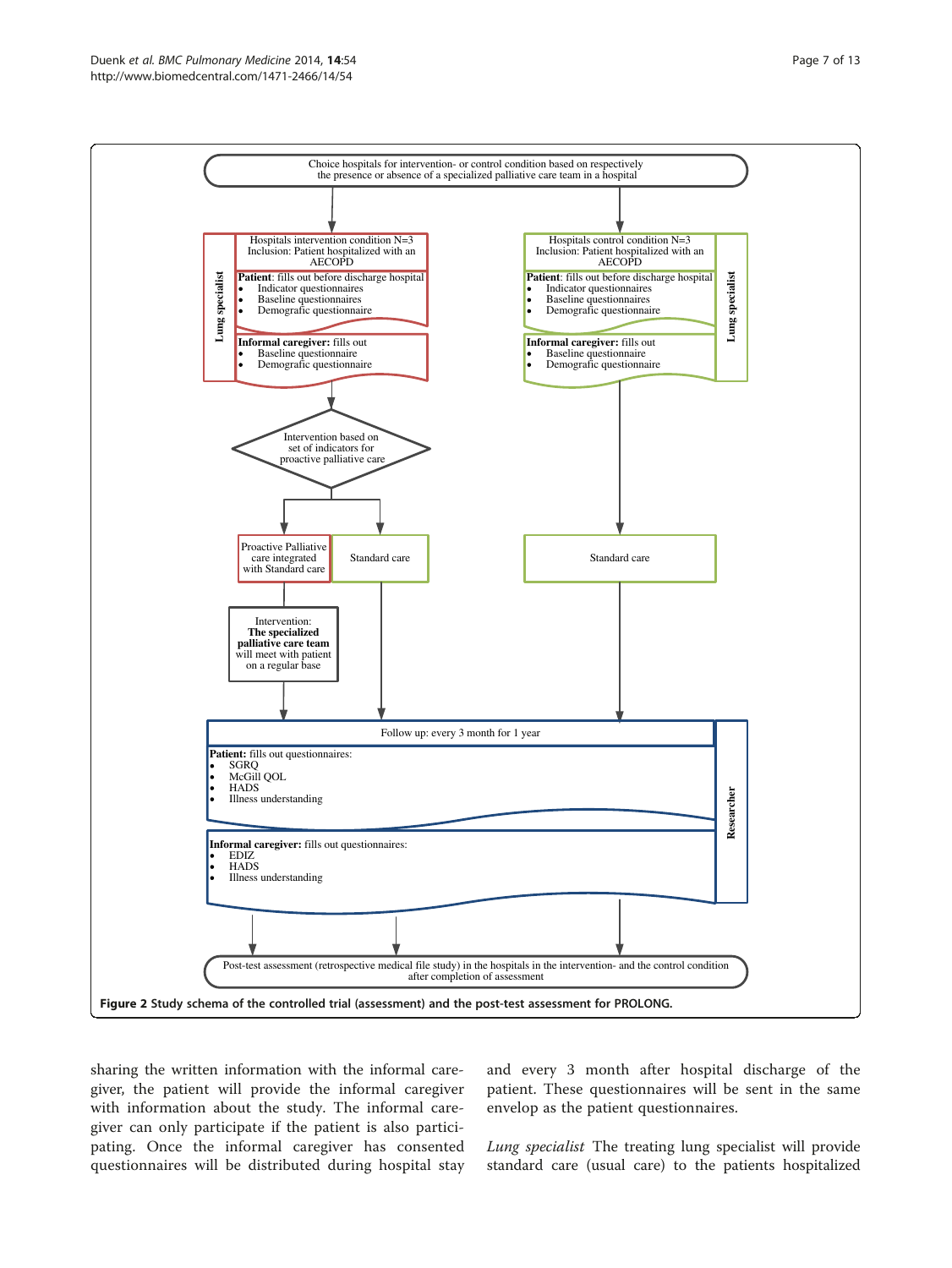Choice hospitals for intervention- or control condition based on respectively the presence or absence of a specialized palliative care team in a hospital

**Lung specialist**

Hospitals intervention condition N=3
Inclusion: Patient hospitalized with an AECOPD

**Patient**: fills out before discharge hospital
- Indicator questionnaires
- Baseline questionnaires
- Demografic questionnaire

**Informal caregiver:** fills out
- Baseline questionnaire
- Demografic questionnaire

Intervention based on set of indicators for proactive palliative care

Proactive Palliative care integrated with Standard care

Standard care

Intervention: **The specialized palliative care team** will meet with patient on a regular base

**Lung specialist**

Hospitals control condition N=3
Inclusion: Patient hospitalized with an AECOPD

**Patient**: fills out before discharge hospital
- Indicator questionnaires
- Baseline questionnaires
- Demografic questionnaire

**Informal caregiver:** fills out
- Baseline questionnaire
- Demografic questionnaire

Standard care

**Researcher**

Follow up: every 3 month for 1 year

**Patient:** fills out questionnaires:
- SGRQ
- McGill QOL
- HADS
- Illness understanding

**Informal caregiver:** fills out questionnaires:
- EDIZ
- HADS
- Illness understanding

Post-test assessment (retrospective medical file study) in the hospitals in the intervention- and the control condition after completion of assessment

**Figure 2 Study schema of the controlled trial (assessment) and the post-test assessment for PROLONG.**

sharing the written information with the informal caregiver, the patient will provide the informal caregiver with information about the study. The informal caregiver can only participate if the patient is also participating. Once the informal caregiver has consented questionnaires will be distributed during hospital stay and every 3 month after hospital discharge of the patient. These questionnaires will be sent in the same envelop as the patient questionnaires.

*Lung specialist* The treating lung specialist will provide standard care (usual care) to the patients hospitalized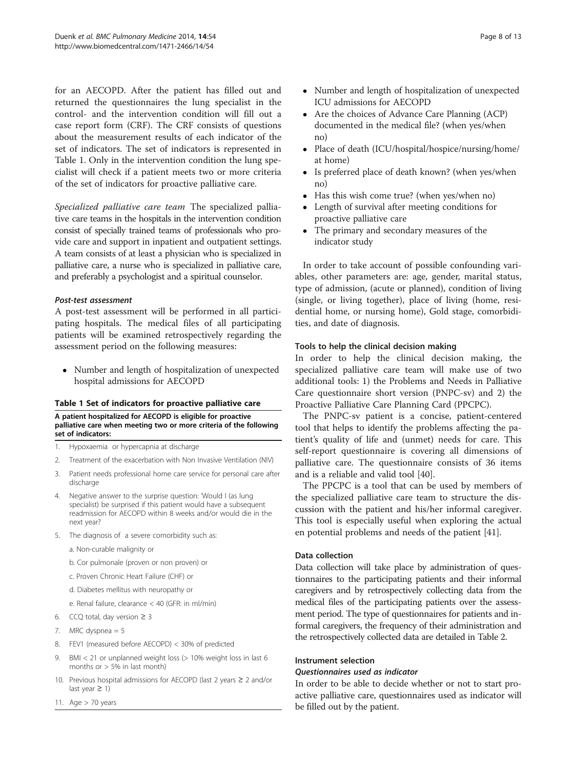for an AECOPD. After the patient has filled out and returned the questionnaires the lung specialist in the control- and the intervention condition will fill out a case report form (CRF). The CRF consists of questions about the measurement results of each indicator of the set of indicators. The set of indicators is represented in Table 1. Only in the intervention condition the lung specialist will check if a patient meets two or more criteria of the set of indicators for proactive palliative care.

*Specialized palliative care team* The specialized palliative care teams in the hospitals in the intervention condition consist of specially trained teams of professionals who provide care and support in inpatient and outpatient settings. A team consists of at least a physician who is specialized in palliative care, a nurse who is specialized in palliative care, and preferably a psychologist and a spiritual counselor.

#### *Post-test assessment*

A post-test assessment will be performed in all participating hospitals. The medical files of all participating patients will be examined retrospectively regarding the assessment period on the following measures:

- Number and length of hospitalization of unexpected hospital admissions for AECOPD

**Table 1 Set of indicators for proactive palliative care**

| A patient hospitalized for AECOPD is eligible for proactive palliative care when meeting two or more criteria of the following set of indicators: |
|---|
| 1. Hypoxaemia or hypercapnia at discharge |
| 2. Treatment of the exacerbation with Non Invasive Ventilation (NIV) |
| 3. Patient needs professional home care service for personal care after discharge |
| 4. Negative answer to the surprise question: 'Would I (as lung specialist) be surprised if this patient would have a subsequent readmission for AECOPD within 8 weeks and/or would die in the next year? |
| 5. The diagnosis of a severe comorbidity such as: |
| a. Non-curable malignity or |
| b. Cor pulmonale (proven or non proven) or |
| c. Proven Chronic Heart Failure (CHF) or |
| d. Diabetes mellitus with neuropathy or |
| e. Renal failure, clearance < 40 (GFR: in ml/min) |
| 6. CCQ total, day version ≥ 3 |
| 7. MRC dyspnea = 5 |
| 8. FEV1 (measured before AECOPD) < 30% of predicted |
| 9. BMI < 21 or unplanned weight loss (> 10% weight loss in last 6 months or > 5% in last month) |
| 10. Previous hospital admissions for AECOPD (last 2 years ≥ 2 and/or last year ≥ 1) |
| 11. Age > 70 years |

- Number and length of hospitalization of unexpected ICU admissions for AECOPD
- Are the choices of Advance Care Planning (ACP) documented in the medical file? (when yes/when no)
- Place of death (ICU/hospital/hospice/nursing/home/at home)
- Is preferred place of death known? (when yes/when no)
- Has this wish come true? (when yes/when no)
- Length of survival after meeting conditions for proactive palliative care
- The primary and secondary measures of the indicator study

In order to take account of possible confounding variables, other parameters are: age, gender, marital status, type of admission, (acute or planned), condition of living (single, or living together), place of living (home, residential home, or nursing home), Gold stage, comorbidities, and date of diagnosis.

#### Tools to help the clinical decision making

In order to help the clinical decision making, the specialized palliative care team will make use of two additional tools: 1) the Problems and Needs in Palliative Care questionnaire short version (PNPC-sv) and 2) the Proactive Palliative Care Planning Card (PPCPC).

The PNPC-sv patient is a concise, patient-centered tool that helps to identify the problems affecting the patient's quality of life and (unmet) needs for care. This self-report questionnaire is covering all dimensions of palliative care. The questionnaire consists of 36 items and is a reliable and valid tool [40].

The PPCPC is a tool that can be used by members of the specialized palliative care team to structure the discussion with the patient and his/her informal caregiver. This tool is especially useful when exploring the actual en potential problems and needs of the patient [41].

#### Data collection

Data collection will take place by administration of questionnaires to the participating patients and their informal caregivers and by retrospectively collecting data from the medical files of the participating patients over the assessment period. The type of questionnaires for patients and informal caregivers, the frequency of their administration and the retrospectively collected data are detailed in Table 2.

#### Instrument selection

#### *Questionnaires used as indicator*

In order to be able to decide whether or not to start proactive palliative care, questionnaires used as indicator will be filled out by the patient.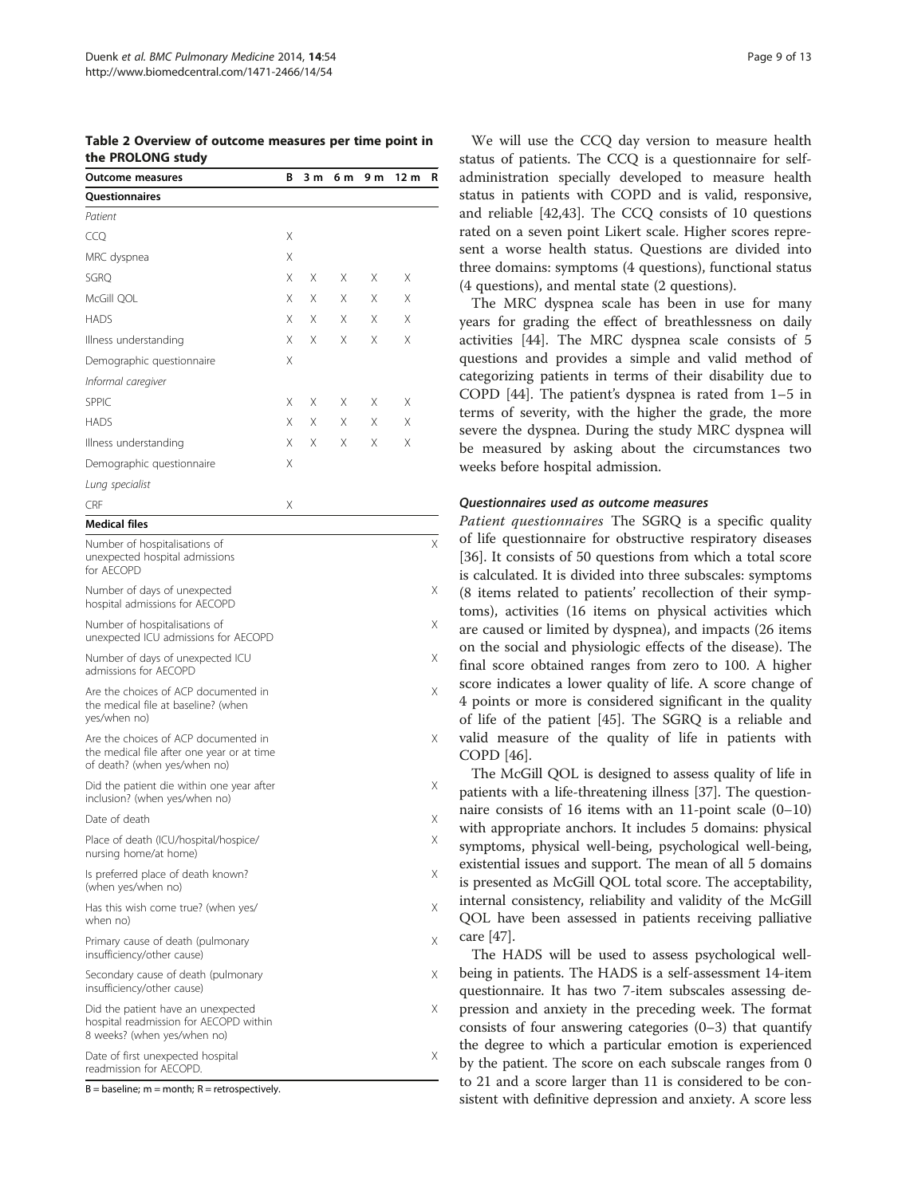**Table 2 Overview of outcome measures per time point in the PROLONG study**

| Outcome measures | B | 3 m | 6 m | 9 m | 12 m | R |
|---|---|---|---|---|---|---|
| **Questionnaires** | | | | | | |
| *Patient* | | | | | | |
| CCQ | X | | | | | |
| MRC dyspnea | X | | | | | |
| SGRQ | X | X | X | X | X | |
| McGill QOL | X | X | X | X | X | |
| HADS | X | X | X | X | X | |
| Illness understanding | X | X | X | X | X | |
| Demographic questionnaire | X | | | | | |
| *Informal caregiver* | | | | | | |
| SPPIC | X | X | X | X | X | |
| HADS | X | X | X | X | X | |
| Illness understanding | X | X | X | X | X | |
| Demographic questionnaire | X | | | | | |
| *Lung specialist* | | | | | | |
| CRF | X | | | | | |
| **Medical files** | | | | | | |
| Number of hospitalisations of unexpected hospital admissions for AECOPD | | | | | | X |
| Number of days of unexpected hospital admissions for AECOPD | | | | | | X |
| Number of hospitalisations of unexpected ICU admissions for AECOPD | | | | | | X |
| Number of days of unexpected ICU admissions for AECOPD | | | | | | X |
| Are the choices of ACP documented in the medical file at baseline? (when yes/when no) | | | | | | X |
| Are the choices of ACP documented in the medical file after one year or at time of death? (when yes/when no) | | | | | | X |
| Did the patient die within one year after inclusion? (when yes/when no) | | | | | | X |
| Date of death | | | | | | X |
| Place of death (ICU/hospital/hospice/nursing home/at home) | | | | | | X |
| Is preferred place of death known? (when yes/when no) | | | | | | X |
| Has this wish come true? (when yes/when no) | | | | | | X |
| Primary cause of death (pulmonary insufficiency/other cause) | | | | | | X |
| Secondary cause of death (pulmonary insufficiency/other cause) | | | | | | X |
| Did the patient have an unexpected hospital readmission for AECOPD within 8 weeks? (when yes/when no) | | | | | | X |
| Date of first unexpected hospital readmission for AECOPD. | | | | | | X |

B = baseline; m = month; R = retrospectively.

We will use the CCQ day version to measure health status of patients. The CCQ is a questionnaire for self-administration specially developed to measure health status in patients with COPD and is valid, responsive, and reliable [42,43]. The CCQ consists of 10 questions rated on a seven point Likert scale. Higher scores represent a worse health status. Questions are divided into three domains: symptoms (4 questions), functional status (4 questions), and mental state (2 questions).

The MRC dyspnea scale has been in use for many years for grading the effect of breathlessness on daily activities [44]. The MRC dyspnea scale consists of 5 questions and provides a simple and valid method of categorizing patients in terms of their disability due to COPD [44]. The patient's dyspnea is rated from 1–5 in terms of severity, with the higher the grade, the more severe the dyspnea. During the study MRC dyspnea will be measured by asking about the circumstances two weeks before hospital admission.

#### *Questionnaires used as outcome measures*

*Patient questionnaires* The SGRQ is a specific quality of life questionnaire for obstructive respiratory diseases [36]. It consists of 50 questions from which a total score is calculated. It is divided into three subscales: symptoms (8 items related to patients' recollection of their symptoms), activities (16 items on physical activities which are caused or limited by dyspnea), and impacts (26 items on the social and physiologic effects of the disease). The final score obtained ranges from zero to 100. A higher score indicates a lower quality of life. A score change of 4 points or more is considered significant in the quality of life of the patient [45]. The SGRQ is a reliable and valid measure of the quality of life in patients with COPD [46].

The McGill QOL is designed to assess quality of life in patients with a life-threatening illness [37]. The questionnaire consists of 16 items with an 11-point scale (0–10) with appropriate anchors. It includes 5 domains: physical symptoms, physical well-being, psychological well-being, existential issues and support. The mean of all 5 domains is presented as McGill QOL total score. The acceptability, internal consistency, reliability and validity of the McGill QOL have been assessed in patients receiving palliative care [47].

The HADS will be used to assess psychological well-being in patients. The HADS is a self-assessment 14-item questionnaire. It has two 7-item subscales assessing depression and anxiety in the preceding week. The format consists of four answering categories (0–3) that quantify the degree to which a particular emotion is experienced by the patient. The score on each subscale ranges from 0 to 21 and a score larger than 11 is considered to be consistent with definitive depression and anxiety. A score less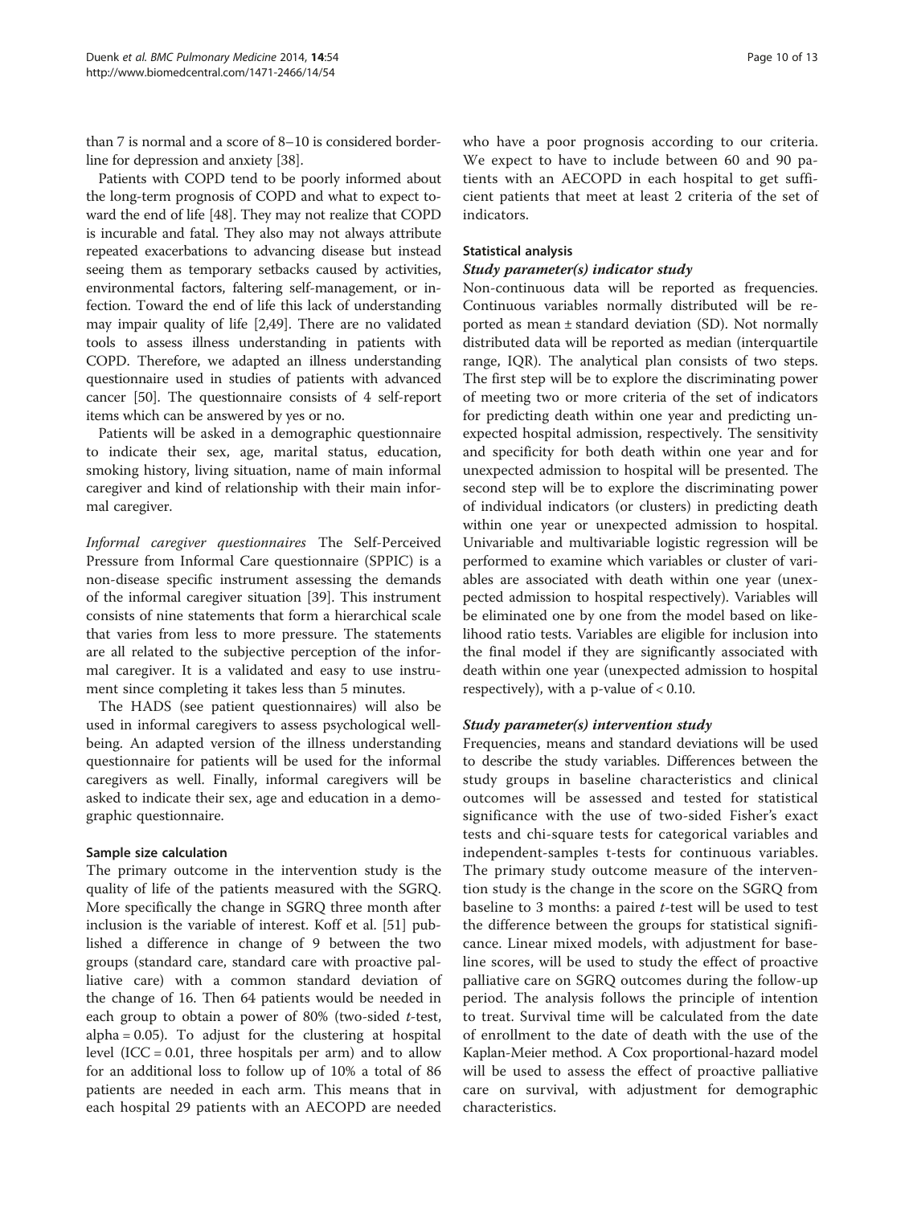than 7 is normal and a score of 8–10 is considered borderline for depression and anxiety [38].

Patients with COPD tend to be poorly informed about the long-term prognosis of COPD and what to expect toward the end of life [48]. They may not realize that COPD is incurable and fatal. They also may not always attribute repeated exacerbations to advancing disease but instead seeing them as temporary setbacks caused by activities, environmental factors, faltering self-management, or infection. Toward the end of life this lack of understanding may impair quality of life [2,49]. There are no validated tools to assess illness understanding in patients with COPD. Therefore, we adapted an illness understanding questionnaire used in studies of patients with advanced cancer [50]. The questionnaire consists of 4 self-report items which can be answered by yes or no.

Patients will be asked in a demographic questionnaire to indicate their sex, age, marital status, education, smoking history, living situation, name of main informal caregiver and kind of relationship with their main informal caregiver.

*Informal caregiver questionnaires* The Self-Perceived Pressure from Informal Care questionnaire (SPPIC) is a non-disease specific instrument assessing the demands of the informal caregiver situation [39]. This instrument consists of nine statements that form a hierarchical scale that varies from less to more pressure. The statements are all related to the subjective perception of the informal caregiver. It is a validated and easy to use instrument since completing it takes less than 5 minutes.

The HADS (see patient questionnaires) will also be used in informal caregivers to assess psychological wellbeing. An adapted version of the illness understanding questionnaire for patients will be used for the informal caregivers as well. Finally, informal caregivers will be asked to indicate their sex, age and education in a demographic questionnaire.

### Sample size calculation

The primary outcome in the intervention study is the quality of life of the patients measured with the SGRQ. More specifically the change in SGRQ three month after inclusion is the variable of interest. Koff et al. [51] published a difference in change of 9 between the two groups (standard care, standard care with proactive palliative care) with a common standard deviation of the change of 16. Then 64 patients would be needed in each group to obtain a power of 80% (two-sided *t*-test, alpha = 0.05). To adjust for the clustering at hospital level (ICC = 0.01, three hospitals per arm) and to allow for an additional loss to follow up of 10% a total of 86 patients are needed in each arm. This means that in each hospital 29 patients with an AECOPD are needed who have a poor prognosis according to our criteria. We expect to have to include between 60 and 90 patients with an AECOPD in each hospital to get sufficient patients that meet at least 2 criteria of the set of indicators.

### Statistical analysis

#### *Study parameter(s) indicator study*

Non-continuous data will be reported as frequencies. Continuous variables normally distributed will be reported as mean ± standard deviation (SD). Not normally distributed data will be reported as median (interquartile range, IQR). The analytical plan consists of two steps. The first step will be to explore the discriminating power of meeting two or more criteria of the set of indicators for predicting death within one year and predicting unexpected hospital admission, respectively. The sensitivity and specificity for both death within one year and for unexpected admission to hospital will be presented. The second step will be to explore the discriminating power of individual indicators (or clusters) in predicting death within one year or unexpected admission to hospital. Univariable and multivariable logistic regression will be performed to examine which variables or cluster of variables are associated with death within one year (unexpected admission to hospital respectively). Variables will be eliminated one by one from the model based on likelihood ratio tests. Variables are eligible for inclusion into the final model if they are significantly associated with death within one year (unexpected admission to hospital respectively), with a p-value of < 0.10.

#### *Study parameter(s) intervention study*

Frequencies, means and standard deviations will be used to describe the study variables. Differences between the study groups in baseline characteristics and clinical outcomes will be assessed and tested for statistical significance with the use of two-sided Fisher's exact tests and chi-square tests for categorical variables and independent-samples t-tests for continuous variables. The primary study outcome measure of the intervention study is the change in the score on the SGRQ from baseline to 3 months: a paired *t*-test will be used to test the difference between the groups for statistical significance. Linear mixed models, with adjustment for baseline scores, will be used to study the effect of proactive palliative care on SGRQ outcomes during the follow-up period. The analysis follows the principle of intention to treat. Survival time will be calculated from the date of enrollment to the date of death with the use of the Kaplan-Meier method. A Cox proportional-hazard model will be used to assess the effect of proactive palliative care on survival, with adjustment for demographic characteristics.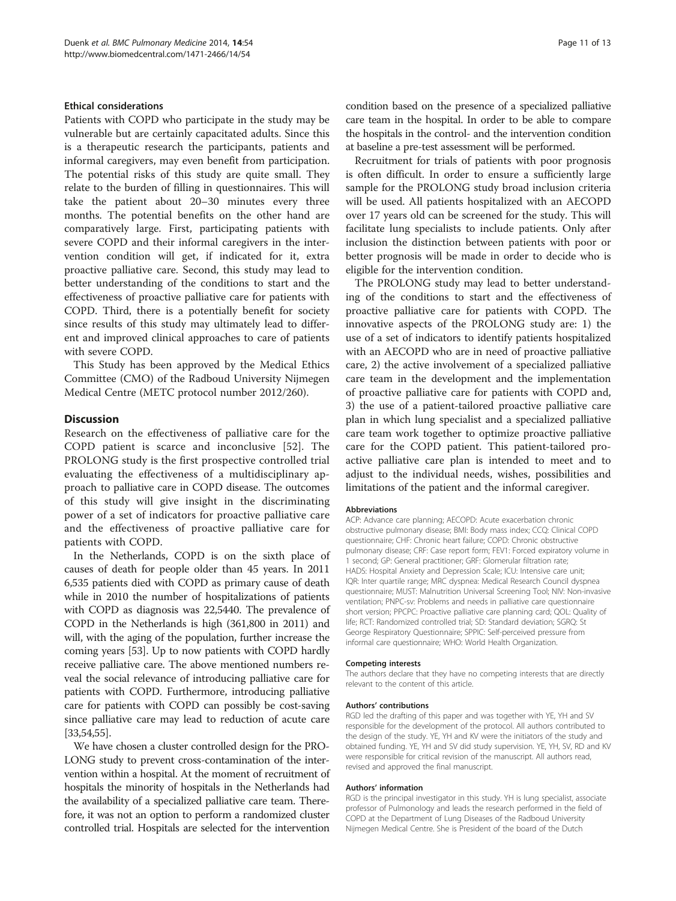#### Ethical considerations

Patients with COPD who participate in the study may be vulnerable but are certainly capacitated adults. Since this is a therapeutic research the participants, patients and informal caregivers, may even benefit from participation. The potential risks of this study are quite small. They relate to the burden of filling in questionnaires. This will take the patient about 20–30 minutes every three months. The potential benefits on the other hand are comparatively large. First, participating patients with severe COPD and their informal caregivers in the intervention condition will get, if indicated for it, extra proactive palliative care. Second, this study may lead to better understanding of the conditions to start and the effectiveness of proactive palliative care for patients with COPD. Third, there is a potentially benefit for society since results of this study may ultimately lead to different and improved clinical approaches to care of patients with severe COPD.

This Study has been approved by the Medical Ethics Committee (CMO) of the Radboud University Nijmegen Medical Centre (METC protocol number 2012/260).

## Discussion

Research on the effectiveness of palliative care for the COPD patient is scarce and inconclusive [52]. The PROLONG study is the first prospective controlled trial evaluating the effectiveness of a multidisciplinary approach to palliative care in COPD disease. The outcomes of this study will give insight in the discriminating power of a set of indicators for proactive palliative care and the effectiveness of proactive palliative care for patients with COPD.

In the Netherlands, COPD is on the sixth place of causes of death for people older than 45 years. In 2011 6,535 patients died with COPD as primary cause of death while in 2010 the number of hospitalizations of patients with COPD as diagnosis was 22,5440. The prevalence of COPD in the Netherlands is high (361,800 in 2011) and will, with the aging of the population, further increase the coming years [53]. Up to now patients with COPD hardly receive palliative care. The above mentioned numbers reveal the social relevance of introducing palliative care for patients with COPD. Furthermore, introducing palliative care for patients with COPD can possibly be cost-saving since palliative care may lead to reduction of acute care [33,54,55].

We have chosen a cluster controlled design for the PROLONG study to prevent cross-contamination of the intervention within a hospital. At the moment of recruitment of hospitals the minority of hospitals in the Netherlands had the availability of a specialized palliative care team. Therefore, it was not an option to perform a randomized cluster controlled trial. Hospitals are selected for the intervention condition based on the presence of a specialized palliative care team in the hospital. In order to be able to compare the hospitals in the control- and the intervention condition at baseline a pre-test assessment will be performed.

Recruitment for trials of patients with poor prognosis is often difficult. In order to ensure a sufficiently large sample for the PROLONG study broad inclusion criteria will be used. All patients hospitalized with an AECOPD over 17 years old can be screened for the study. This will facilitate lung specialists to include patients. Only after inclusion the distinction between patients with poor or better prognosis will be made in order to decide who is eligible for the intervention condition.

The PROLONG study may lead to better understanding of the conditions to start and the effectiveness of proactive palliative care for patients with COPD. The innovative aspects of the PROLONG study are: 1) the use of a set of indicators to identify patients hospitalized with an AECOPD who are in need of proactive palliative care, 2) the active involvement of a specialized palliative care team in the development and the implementation of proactive palliative care for patients with COPD and, 3) the use of a patient-tailored proactive palliative care plan in which lung specialist and a specialized palliative care team work together to optimize proactive palliative care for the COPD patient. This patient-tailored proactive palliative care plan is intended to meet and to adjust to the individual needs, wishes, possibilities and limitations of the patient and the informal caregiver.

#### Abbreviations

ACP: Advance care planning; AECOPD: Acute exacerbation chronic obstructive pulmonary disease; BMI: Body mass index; CCQ: Clinical COPD questionnaire; CHF: Chronic heart failure; COPD: Chronic obstructive pulmonary disease; CRF: Case report form; FEV1: Forced expiratory volume in 1 second; GP: General practitioner; GRF: Glomerular filtration rate; HADS: Hospital Anxiety and Depression Scale; ICU: Intensive care unit; IQR: Inter quartile range; MRC dyspnea: Medical Research Council dyspnea questionnaire; MUST: Malnutrition Universal Screening Tool; NIV: Non-invasive ventilation; PNPC-sv: Problems and needs in palliative care questionnaire short version; PPCPC: Proactive palliative care planning card; QOL: Quality of life; RCT: Randomized controlled trial; SD: Standard deviation; SGRQ: St George Respiratory Questionnaire; SPPIC: Self-perceived pressure from informal care questionnaire; WHO: World Health Organization.

#### Competing interests

The authors declare that they have no competing interests that are directly relevant to the content of this article.

#### Authors' contributions

RGD led the drafting of this paper and was together with YE, YH and SV responsible for the development of the protocol. All authors contributed to the design of the study. YE, YH and KV were the initiators of the study and obtained funding. YE, YH and SV did study supervision. YE, YH, SV, RD and KV were responsible for critical revision of the manuscript. All authors read, revised and approved the final manuscript.

#### Authors' information

RGD is the principal investigator in this study. YH is lung specialist, associate professor of Pulmonology and leads the research performed in the field of COPD at the Department of Lung Diseases of the Radboud University Nijmegen Medical Centre. She is President of the board of the Dutch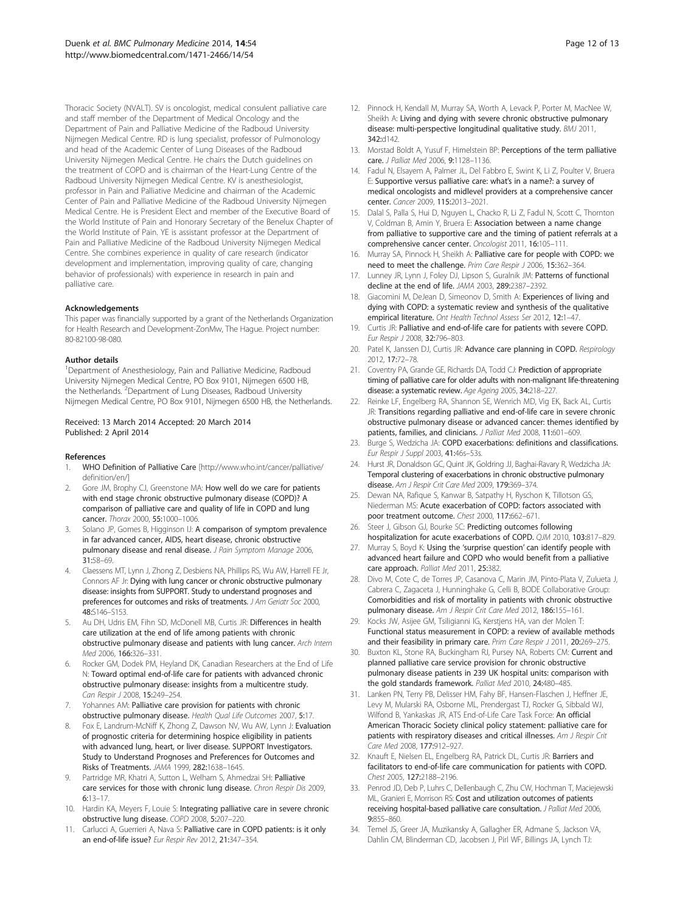Thoracic Society (NVALT). SV is oncologist, medical consulent palliative care and staff member of the Department of Medical Oncology and the Department of Pain and Palliative Medicine of the Radboud University Nijmegen Medical Centre. RD is lung specialist, professor of Pulmonology and head of the Academic Center of Lung Diseases of the Radboud University Nijmegen Medical Centre. He chairs the Dutch guidelines on the treatment of COPD and is chairman of the Heart-Lung Centre of the Radboud University Nijmegen Medical Centre. KV is anesthesiologist, professor in Pain and Palliative Medicine and chairman of the Academic Center of Pain and Palliative Medicine of the Radboud University Nijmegen Medical Centre. He is President Elect and member of the Executive Board of the World Institute of Pain and Honorary Secretary of the Benelux Chapter of the World Institute of Pain. YE is assistant professor at the Department of Pain and Palliative Medicine of the Radboud University Nijmegen Medical Centre. She combines experience in quality of care research (indicator development and implementation, improving quality of care, changing behavior of professionals) with experience in research in pain and palliative care.

#### Acknowledgements

This paper was financially supported by a grant of the Netherlands Organization for Health Research and Development-ZonMw, The Hague. Project number: 80-82100-98-080.

#### Author details

[1]Department of Anesthesiology, Pain and Palliative Medicine, Radboud University Nijmegen Medical Centre, PO Box 9101, Nijmegen 6500 HB, the Netherlands. [2]Department of Lung Diseases, Radboud University Nijmegen Medical Centre, PO Box 9101, Nijmegen 6500 HB, the Netherlands.

Received: 13 March 2014 Accepted: 20 March 2014
Published: 2 April 2014

#### References

1. **WHO Definition of Palliative Care** [http://www.who.int/cancer/palliative/definition/en/]
2. Gore JM, Brophy CJ, Greenstone MA: **How well do we care for patients with end stage chronic obstructive pulmonary disease (COPD)? A comparison of palliative care and quality of life in COPD and lung cancer.** *Thorax* 2000, **55:**1000–1006.
3. Solano JP, Gomes B, Higginson IJ: **A comparison of symptom prevalence in far advanced cancer, AIDS, heart disease, chronic obstructive pulmonary disease and renal disease.** *J Pain Symptom Manage* 2006, **31:**58–69.
4. Claessens MT, Lynn J, Zhong Z, Desbiens NA, Phillips RS, Wu AW, Harrell FE Jr, Connors AF Jr: **Dying with lung cancer or chronic obstructive pulmonary disease: insights from SUPPORT. Study to understand prognoses and preferences for outcomes and risks of treatments.** *J Am Geriatr Soc* 2000, **48:**S146–S153.
5. Au DH, Udris EM, Fihn SD, McDonell MB, Curtis JR: **Differences in health care utilization at the end of life among patients with chronic obstructive pulmonary disease and patients with lung cancer.** *Arch Intern Med* 2006, **166:**326–331.
6. Rocker GM, Dodek PM, Heyland DK, Canadian Researchers at the End of Life N: **Toward optimal end-of-life care for patients with advanced chronic obstructive pulmonary disease: insights from a multicentre study.** *Can Respir J* 2008, **15:**249–254.
7. Yohannes AM: **Palliative care provision for patients with chronic obstructive pulmonary disease.** *Health Qual Life Outcomes* 2007, **5:**17.
8. Fox E, Landrum-McNiff K, Zhong Z, Dawson NV, Wu AW, Lynn J: **Evaluation of prognostic criteria for determining hospice eligibility in patients with advanced lung, heart, or liver disease. SUPPORT Investigators. Study to Understand Prognoses and Preferences for Outcomes and Risks of Treatments.** *JAMA* 1999, **282:**1638–1645.
9. Partridge MR, Khatri A, Sutton L, Welham S, Ahmedzai SH: **Palliative care services for those with chronic lung disease.** *Chron Respir Dis* 2009, **6:**13–17.
10. Hardin KA, Meyers F, Louie S: **Integrating palliative care in severe chronic obstructive lung disease.** *COPD* 2008, **5:**207–220.
11. Carlucci A, Guerrieri A, Nava S: **Palliative care in COPD patients: is it only an end-of-life issue?** *Eur Respir Rev* 2012, **21:**347–354.
12. Pinnock H, Kendall M, Murray SA, Worth A, Levack P, Porter M, MacNee W, Sheikh A: **Living and dying with severe chronic obstructive pulmonary disease: multi-perspective longitudinal qualitative study.** *BMJ* 2011, **342:**d142.
13. Morstad Boldt A, Yusuf F, Himelstein BP: **Perceptions of the term palliative care.** *J Palliat Med* 2006, **9:**1128–1136.
14. Fadul N, Elsayem A, Palmer JL, Del Fabbro E, Swint K, Li Z, Poulter V, Bruera E: **Supportive versus palliative care: what's in a name?: a survey of medical oncologists and midlevel providers at a comprehensive cancer center.** *Cancer* 2009, **115:**2013–2021.
15. Dalal S, Palla S, Hui D, Nguyen L, Chacko R, Li Z, Fadul N, Scott C, Thornton V, Coldman B, Amin Y, Bruera E: **Association between a name change from palliative to supportive care and the timing of patient referrals at a comprehensive cancer center.** *Oncologist* 2011, **16:**105–111.
16. Murray SA, Pinnock H, Sheikh A: **Palliative care for people with COPD: we need to meet the challenge.** *Prim Care Respir J* 2006, **15:**362–364.
17. Lunney JR, Lynn J, Foley DJ, Lipson S, Guralnik JM: **Patterns of functional decline at the end of life.** *JAMA* 2003, **289:**2387–2392.
18. Giacomini M, DeJean D, Simeonov D, Smith A: **Experiences of living and dying with COPD: a systematic review and synthesis of the qualitative empirical literature.** *Ont Health Technol Assess Ser* 2012, **12:**1–47.
19. Curtis JR: **Palliative and end-of-life care for patients with severe COPD.** *Eur Respir J* 2008, **32:**796–803.
20. Patel K, Janssen DJ, Curtis JR: **Advance care planning in COPD.** *Respirology* 2012, **17:**72–78.
21. Coventry PA, Grande GE, Richards DA, Todd CJ: **Prediction of appropriate timing of palliative care for older adults with non-malignant life-threatening disease: a systematic review.** *Age Ageing* 2005, **34:**218–227.
22. Reinke LF, Engelberg RA, Shannon SE, Wenrich MD, Vig EK, Back AL, Curtis JR: **Transitions regarding palliative and end-of-life care in severe chronic obstructive pulmonary disease or advanced cancer: themes identified by patients, families, and clinicians.** *J Palliat Med* 2008, **11:**601–609.
23. Burge S, Wedzicha JA: **COPD exacerbations: definitions and classifications.** *Eur Respir J Suppl* 2003, **41:**46s–53s.
24. Hurst JR, Donaldson GC, Quint JK, Goldring JJ, Baghai-Ravary R, Wedzicha JA: **Temporal clustering of exacerbations in chronic obstructive pulmonary disease.** *Am J Respir Crit Care Med* 2009, **179:**369–374.
25. Dewan NA, Rafique S, Kanwar B, Satpathy H, Ryschon K, Tillotson GS, Niederman MS: **Acute exacerbation of COPD: factors associated with poor treatment outcome.** *Chest* 2000, **117:**662–671.
26. Steer J, Gibson GJ, Bourke SC: **Predicting outcomes following hospitalization for acute exacerbations of COPD.** *QJM* 2010, **103:**817–829.
27. Murray S, Boyd K: **Using the 'surprise question' can identify people with advanced heart failure and COPD who would benefit from a palliative care approach.** *Palliat Med* 2011, **25:**382.
28. Divo M, Cote C, de Torres JP, Casanova C, Marin JM, Pinto-Plata V, Zulueta J, Cabrera C, Zagaceta J, Hunninghake G, Celli B, BODE Collaborative Group: **Comorbidities and risk of mortality in patients with chronic obstructive pulmonary disease.** *Am J Respir Crit Care Med* 2012, **186:**155–161.
29. Kocks JW, Asijee GM, Tsiligianni IG, Kerstjens HA, van der Molen T: **Functional status measurement in COPD: a review of available methods and their feasibility in primary care.** *Prim Care Respir J* 2011, **20:**269–275.
30. Buxton KL, Stone RA, Buckingham RJ, Pursey NA, Roberts CM: **Current and planned palliative care service provision for chronic obstructive pulmonary disease patients in 239 UK hospital units: comparison with the gold standards framework.** *Palliat Med* 2010, **24:**480–485.
31. Lanken PN, Terry PB, Delisser HM, Fahy BF, Hansen-Flaschen J, Heffner JE, Levy M, Mularski RA, Osborne ML, Prendergast TJ, Rocker G, Sibbald WJ, Wilfond B, Yankaskas JR, ATS End-of-Life Care Task Force: **An official American Thoracic Society clinical policy statement: palliative care for patients with respiratory diseases and critical illnesses.** *Am J Respir Crit Care Med* 2008, **177:**912–927.
32. Knauft E, Nielsen EL, Engelberg RA, Patrick DL, Curtis JR: **Barriers and facilitators to end-of-life care communication for patients with COPD.** *Chest* 2005, **127:**2188–2196.
33. Penrod JD, Deb P, Luhrs C, Dellenbaugh C, Zhu CW, Hochman T, Maciejewski ML, Granieri E, Morrison RS: **Cost and utilization outcomes of patients receiving hospital-based palliative care consultation.** *J Palliat Med* 2006, **9:**855–860.
34. Temel JS, Greer JA, Muzikansky A, Gallagher ER, Admane S, Jackson VA, Dahlin CM, Blinderman CD, Jacobsen J, Pirl WF, Billings JA, Lynch TJ: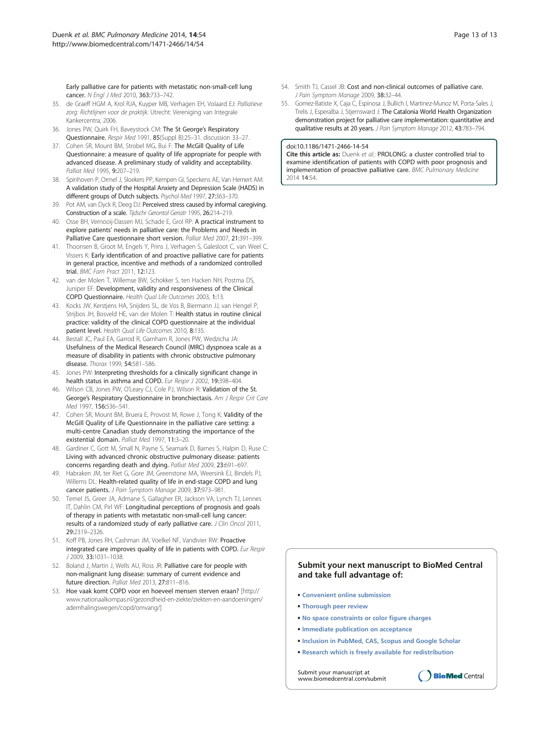Early palliative care for patients with metastatic non-small-cell lung cancer. *N Engl J Med* 2010, **363:**733–742.

35. de Graeff HGM A, Krol RJA, Kuyper MB, Verhagen EH, Volaard EJ: *Palliatieve zorg: Richtlijnen voor de praktijk.* Utrecht: Vereniging van Integrale Kankercentra; 2006.
36. Jones PW, Quirk FH, Baveystock CM: **The St George's Respiratory Questionnaire.** *Respir Med* 1991, **85**(Suppl B):25–31. discussion 33–27.
37. Cohen SR, Mount BM, Strobel MG, Bui F: **The McGill Quality of Life Questionnaire: a measure of quality of life appropriate for people with advanced disease. A preliminary study of validity and acceptability.** *Palliat Med* 1995, **9:**207–219.
38. Spinhoven P, Ormel J, Sloekers PP, Kempen GI, Speckens AE, Van Hemert AM: **A validation study of the Hospital Anxiety and Depression Scale (HADS) in different groups of Dutch subjects.** *Psychol Med* 1997, **27:**363–370.
39. Pot AM, van Dyck R, Deeg DJ: **Perceived stress caused by informal caregiving. Construction of a scale.** *Tijdschr Gerontol Geriatr* 1995, **26:**214–219.
40. Osse BH, Vernooij-Dassen MJ, Schade E, Grol RP: **A practical instrument to explore patients' needs in palliative care: the Problems and Needs in Palliative Care questionnaire short version.** *Palliat Med* 2007, **21:**391–399.
41. Thoonsen B, Groot M, Engels Y, Prins J, Verhagen S, Galesloot C, van Weel C, Vissers K: **Early identification of and proactive palliative care for patients in general practice, incentive and methods of a randomized controlled trial.** *BMC Fam Pract* 2011, **12:**123.
42. van der Molen T, Willemse BW, Schokker S, ten Hacken NH, Postma DS, Juniper EF: **Development, validity and responsiveness of the Clinical COPD Questionnaire.** *Health Qual Life Outcomes* 2003, **1:**13.
43. Kocks JW, Kerstjens HA, Snijders SL, de Vos B, Biermann JJ, van Hengel P, Strijbos JH, Bosveld HE, van der Molen T: **Health status in routine clinical practice: validity of the clinical COPD questionnaire at the individual patient level.** *Health Qual Life Outcomes* 2010, **8:**135.
44. Bestall JC, Paul EA, Garrod R, Garnham R, Jones PW, Wedzicha JA: **Usefulness of the Medical Research Council (MRC) dyspnoea scale as a measure of disability in patients with chronic obstructive pulmonary disease.** *Thorax* 1999, **54:**581–586.
45. Jones PW: **Interpreting thresholds for a clinically significant change in health status in asthma and COPD.** *Eur Respir J* 2002, **19:**398–404.
46. Wilson CB, Jones PW, O'Leary CJ, Cole PJ, Wilson R: **Validation of the St. George's Respiratory Questionnaire in bronchiectasis.** *Am J Respir Crit Care Med* 1997, **156:**536–541.
47. Cohen SR, Mount BM, Bruera E, Provost M, Rowe J, Tong K: **Validity of the McGill Quality of Life Questionnaire in the palliative care setting: a multi-centre Canadian study demonstrating the importance of the existential domain.** *Palliat Med* 1997, **11:**3–20.
48. Gardiner C, Gott M, Small N, Payne S, Seamark D, Barnes S, Halpin D, Ruse C: **Living with advanced chronic obstructive pulmonary disease: patients concerns regarding death and dying.** *Palliat Med* 2009, **23:**691–697.
49. Habraken JM, ter Riet G, Gore JM, Greenstone MA, Weersink EJ, Bindels PJ, Willems DL: **Health-related quality of life in end-stage COPD and lung cancer patients.** *J Pain Symptom Manage* 2009, **37:**973–981.
50. Temel JS, Greer JA, Admane S, Gallagher ER, Jackson VA, Lynch TJ, Lennes IT, Dahlin CM, Pirl WF: **Longitudinal perceptions of prognosis and goals of therapy in patients with metastatic non-small-cell lung cancer: results of a randomized study of early palliative care.** *J Clin Oncol* 2011, **29:**2319–2326.
51. Koff PB, Jones RH, Cashman JM, Voelkel NF, Vandivier RW: **Proactive integrated care improves quality of life in patients with COPD.** *Eur Respir J* 2009, **33:**1031–1038.
52. Boland J, Martin J, Wells AU, Ross JR: **Palliative care for people with non-malignant lung disease: summary of current evidence and future direction.** *Palliat Med* 2013, **27:**811–816.
53. Hoe vaak komt COPD voor en hoeveel mensen sterven eraan? [http://www.nationaalkompas.nl/gezondheid-en-ziekte/ziekten-en-aandoeningen/ademhalingswegen/copd/omvang/]
54. Smith TJ, Cassel JB: **Cost and non-clinical outcomes of palliative care.** *J Pain Symptom Manage* 2009, **38:**32–44.
55. Gomez-Batiste X, Caja C, Espinosa J, Bullich I, Martinez-Munoz M, Porta-Sales J, Trelis J, Esperalba J, Stjernsward J: **The Catalonia World Health Organization demonstration project for palliative care implementation: quantitative and qualitative results at 20 years.** *J Pain Symptom Manage* 2012, **43:**783–794.

doi:10.1186/1471-2466-14-54

**Cite this article as:** Duenk *et al.*: PROLONG: a cluster controlled trial to examine identification of patients with COPD with poor prognosis and implementation of proactive palliative care. *BMC Pulmonary Medicine* 2014 **14:**54.

**Submit your next manuscript to BioMed Central and take full advantage of:**

- **Convenient online submission**
- **Thorough peer review**
- **No space constraints or color figure charges**
- **Immediate publication on acceptance**
- **Inclusion in PubMed, CAS, Scopus and Google Scholar**
- **Research which is freely available for redistribution**

Submit your manuscript at
www.biomedcentral.com/submit